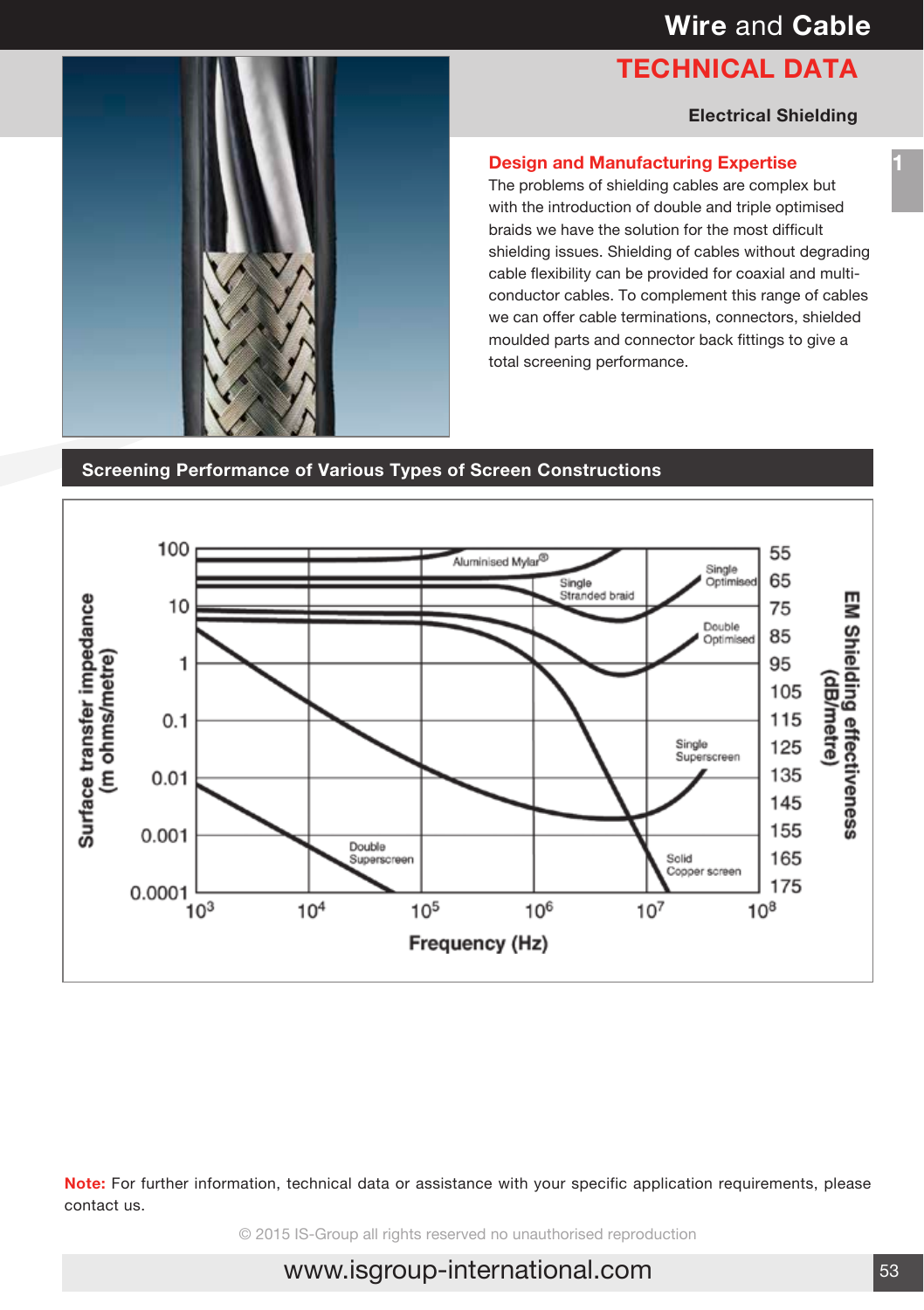# Wire and Cable

## TECHNICAL DATA

### Electrical Shielding

### Design and Manufacturing Expertise

The problems of shielding cables are complex but with the introduction of double and triple optimised braids we have the solution for the most difficult shielding issues. Shielding of cables without degrading cable flexibility can be provided for coaxial and multi-conductor cables. To complement this range of cables we can offer cable terminations, connectors, shielded moulded parts and connector back fittings to give a total screening performance.

## Screening Performance of Various Types of Screen Constructions

**Note:** For further information, technical data or assistance with your specific application requirements, please contact us.

© 2015 IS-Group all rights reserved no unauthorised reproduction

www.isgroup-international.com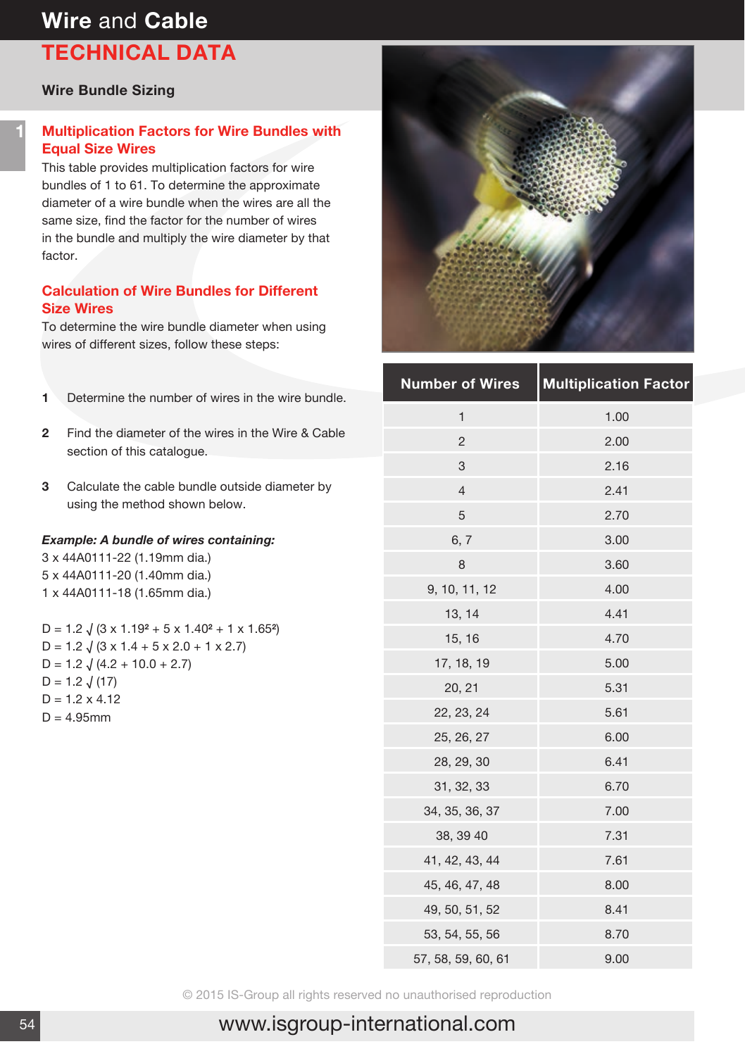# Wire and Cable

## TECHNICAL DATA

### Wire Bundle Sizing

### Multiplication Factors for Wire Bundles with Equal Size Wires

This table provides multiplication factors for wire bundles of 1 to 61. To determine the approximate diameter of a wire bundle when the wires are all the same size, find the factor for the number of wires in the bundle and multiply the wire diameter by that factor.

### Calculation of Wire Bundles for Different Size Wires

To determine the wire bundle diameter when using wires of different sizes, follow these steps:

1. Determine the number of wires in the wire bundle.
2. Find the diameter of the wires in the Wire & Cable section of this catalogue.
3. Calculate the cable bundle outside diameter by using the method shown below.

***Example: A bundle of wires containing:***

3 x 44A0111-22 (1.19mm dia.)
5 x 44A0111-20 (1.40mm dia.)
1 x 44A0111-18 (1.65mm dia.)

$D = 1.2 \sqrt{(3 \times 1.19^2 + 5 \times 1.40^2 + 1 \times 1.65^2)}$
$D = 1.2 \sqrt{(3 \times 1.4 + 5 \times 2.0 + 1 \times 2.7)}$
$D = 1.2 \sqrt{(4.2 + 10.0 + 2.7)}$
$D = 1.2 \sqrt{(17)}$
$D = 1.2 \times 4.12$
$D = 4.95\text{mm}$

| Number of Wires | Multiplication Factor |
|---|---|
| 1 | 1.00 |
| 2 | 2.00 |
| 3 | 2.16 |
| 4 | 2.41 |
| 5 | 2.70 |
| 6, 7 | 3.00 |
| 8 | 3.60 |
| 9, 10, 11, 12 | 4.00 |
| 13, 14 | 4.41 |
| 15, 16 | 4.70 |
| 17, 18, 19 | 5.00 |
| 20, 21 | 5.31 |
| 22, 23, 24 | 5.61 |
| 25, 26, 27 | 6.00 |
| 28, 29, 30 | 6.41 |
| 31, 32, 33 | 6.70 |
| 34, 35, 36, 37 | 7.00 |
| 38, 39 40 | 7.31 |
| 41, 42, 43, 44 | 7.61 |
| 45, 46, 47, 48 | 8.00 |
| 49, 50, 51, 52 | 8.41 |
| 53, 54, 55, 56 | 8.70 |
| 57, 58, 59, 60, 61 | 9.00 |

© 2015 IS-Group all rights reserved no unauthorised reproduction

www.isgroup-international.com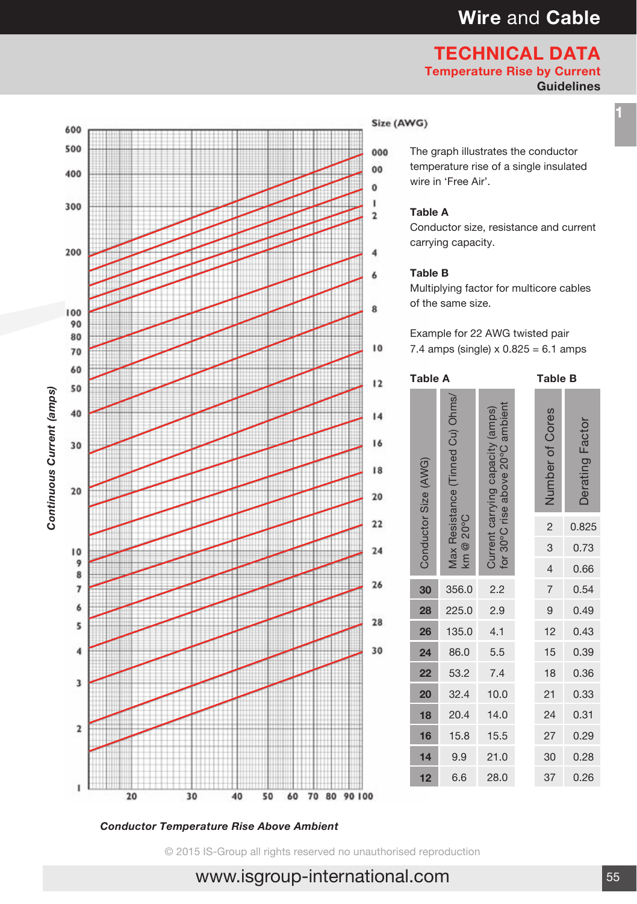# Wire and Cable

## TECHNICAL DATA

### Temperature Rise by Current

**Guidelines**

Continuous Current (amps)

600
500
400
300
200
100
90
80
70
60
50
40
30
20
10
9
8
7
6
5
4
3
2
1

20 30 40 50 60 70 80 90 100

Size (AWG)

000
00
0
1
2
4
6
8
10
12
14
16
18
20
22
24
26
28
30

*Conductor Temperature Rise Above Ambient*

The graph illustrates the conductor temperature rise of a single insulated wire in 'Free Air'.

**Table A**
Conductor size, resistance and current carrying capacity.

**Table B**
Multiplying factor for multicore cables of the same size.

Example for 22 AWG twisted pair
7.4 amps (single) x 0.825 = 6.1 amps

**Table A**

| Conductor Size (AWG) | Max Resistance (Tinned Cu) Ohms/km @ 20°C | Current carrying capacity (amps) for 30°C rise above 20°C ambient |
|---|---|---|
| **30** | 356.0 | 2.2 |
| **28** | 225.0 | 2.9 |
| **26** | 135.0 | 4.1 |
| **24** | 86.0 | 5.5 |
| **22** | 53.2 | 7.4 |
| **20** | 32.4 | 10.0 |
| **18** | 20.4 | 14.0 |
| **16** | 15.8 | 15.5 |
| **14** | 9.9 | 21.0 |
| **12** | 6.6 | 28.0 |

**Table B**

| Number of Cores | Derating Factor |
|---|---|
| 2 | 0.825 |
| 3 | 0.73 |
| 4 | 0.66 |
| 7 | 0.54 |
| 9 | 0.49 |
| 12 | 0.43 |
| 15 | 0.39 |
| 18 | 0.36 |
| 21 | 0.33 |
| 24 | 0.31 |
| 27 | 0.29 |
| 30 | 0.28 |
| 37 | 0.26 |

© 2015 IS-Group all rights reserved no unauthorised reproduction

www.isgroup-international.com